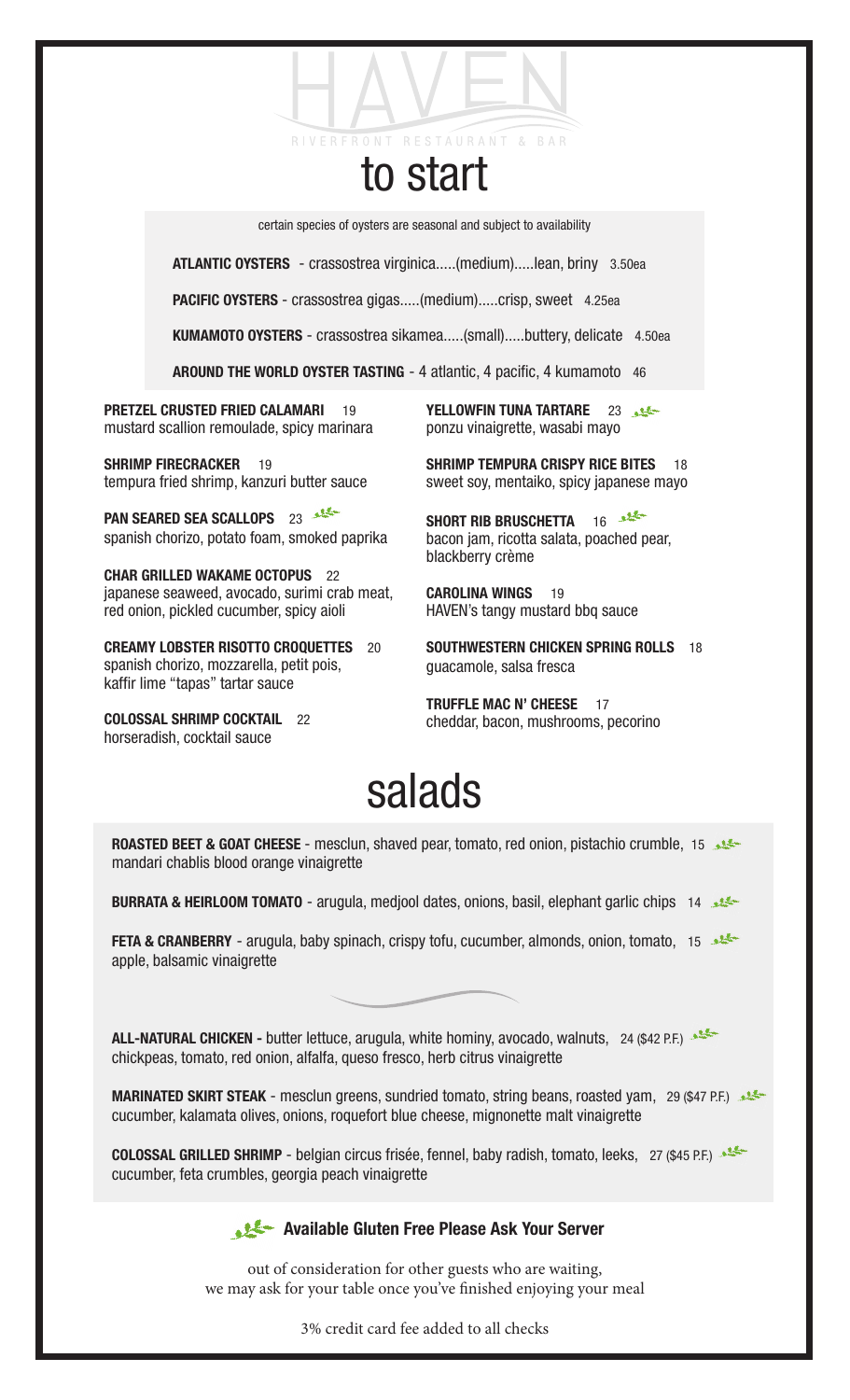# HAVEN

RIVERFRONT RESTAURANT & BAR

## to start

certain species of oysters are seasonal and subject to availability

**ATLANTIC OYSTERS** - crassostrea virginica.....(medium).....lean, briny 3.50ea

**PACIFIC OYSTERS** - crassostrea gigas.....(medium).....crisp, sweet 4.25ea

**KUMAMOTO OYSTERS** - crassostrea sikamea.....(small).....buttery, delicate 4.50ea

**AROUND THE WORLD OYSTER TASTING** - 4 atlantic, 4 pacific, 4 kumamoto 46

**PRETZEL CRUSTED FRIED CALAMARI** 19
mustard scallion remoulade, spicy marinara

**SHRIMP FIRECRACKER** 19
tempura fried shrimp, kanzuri butter sauce

**PAN SEARED SEA SCALLOPS** 23 (GF)
spanish chorizo, potato foam, smoked paprika

**CHAR GRILLED WAKAME OCTOPUS** 22
japanese seaweed, avocado, surimi crab meat, red onion, pickled cucumber, spicy aioli

**CREAMY LOBSTER RISOTTO CROQUETTES** 20
spanish chorizo, mozzarella, petit pois, kaffir lime "tapas" tartar sauce

**COLOSSAL SHRIMP COCKTAIL** 22
horseradish, cocktail sauce

**YELLOWFIN TUNA TARTARE** 23 (GF)
ponzu vinaigrette, wasabi mayo

**SHRIMP TEMPURA CRISPY RICE BITES** 18
sweet soy, mentaiko, spicy japanese mayo

**SHORT RIB BRUSCHETTA** 16 (GF)
bacon jam, ricotta salata, poached pear, blackberry crème

**CAROLINA WINGS** 19
HAVEN's tangy mustard bbq sauce

**SOUTHWESTERN CHICKEN SPRING ROLLS** 18
guacamole, salsa fresca

**TRUFFLE MAC N' CHEESE** 17
cheddar, bacon, mushrooms, pecorino

## salads

**ROASTED BEET & GOAT CHEESE** - mesclun, shaved pear, tomato, red onion, pistachio crumble, mandari chablis blood orange vinaigrette 15 (GF)

**BURRATA & HEIRLOOM TOMATO** - arugula, medjool dates, onions, basil, elephant garlic chips 14 (GF)

**FETA & CRANBERRY** - arugula, baby spinach, crispy tofu, cucumber, almonds, onion, tomato, apple, balsamic vinaigrette 15 (GF)

**ALL-NATURAL CHICKEN -** butter lettuce, arugula, white hominy, avocado, walnuts, chickpeas, tomato, red onion, alfalfa, queso fresco, herb citrus vinaigrette 24 ($42 P.F.) (GF)

**MARINATED SKIRT STEAK** - mesclun greens, sundried tomato, string beans, roasted yam, cucumber, kalamata olives, onions, roquefort blue cheese, mignonette malt vinaigrette 29 ($47 P.F.) (GF)

**COLOSSAL GRILLED SHRIMP** - belgian circus frisée, fennel, baby radish, tomato, leeks, cucumber, feta crumbles, georgia peach vinaigrette 27 ($45 P.F.) (GF)

(GF) **Available Gluten Free Please Ask Your Server**

out of consideration for other guests who are waiting,
we may ask for your table once you've finished enjoying your meal

3% credit card fee added to all checks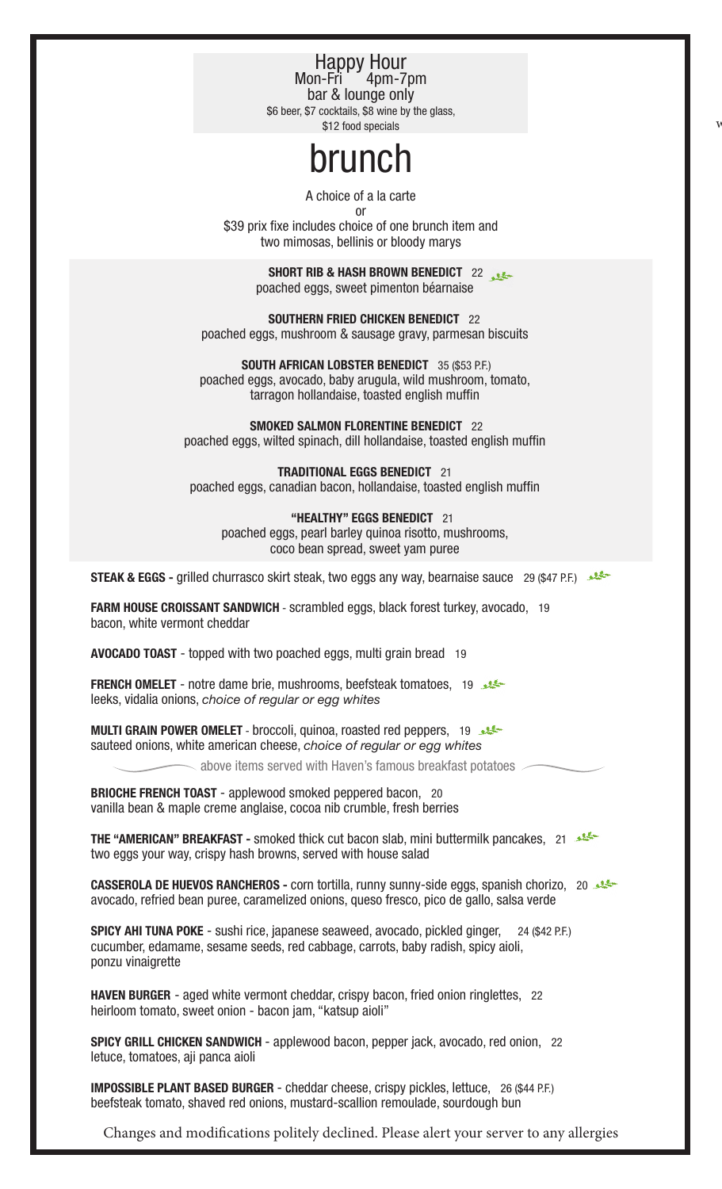**Happy Hour**
Mon-Fri 4pm-7pm
bar & lounge only
$6 beer, $7 cocktails, $8 wine by the glass,
$12 food specials

# brunch

A choice of a la carte
or
$39 prix fixe includes choice of one brunch item and
two mimosas, bellinis or bloody marys

**SHORT RIB & HASH BROWN BENEDICT** 22
poached eggs, sweet pimenton béarnaise

**SOUTHERN FRIED CHICKEN BENEDICT** 22
poached eggs, mushroom & sausage gravy, parmesan biscuits

**SOUTH AFRICAN LOBSTER BENEDICT** 35 ($53 P.F.)
poached eggs, avocado, baby arugula, wild mushroom, tomato,
tarragon hollandaise, toasted english muffin

**SMOKED SALMON FLORENTINE BENEDICT** 22
poached eggs, wilted spinach, dill hollandaise, toasted english muffin

**TRADITIONAL EGGS BENEDICT** 21
poached eggs, canadian bacon, hollandaise, toasted english muffin

**"HEALTHY" EGGS BENEDICT** 21
poached eggs, pearl barley quinoa risotto, mushrooms,
coco bean spread, sweet yam puree

**STEAK & EGGS -** grilled churrasco skirt steak, two eggs any way, bearnaise sauce 29 ($47 P.F.)

**FARM HOUSE CROISSANT SANDWICH** - scrambled eggs, black forest turkey, avocado, bacon, white vermont cheddar 19

**AVOCADO TOAST** - topped with two poached eggs, multi grain bread 19

**FRENCH OMELET** - notre dame brie, mushrooms, beefsteak tomatoes, leeks, vidalia onions, *choice of regular or egg whites* 19

**MULTI GRAIN POWER OMELET** - broccoli, quinoa, roasted red peppers, sauteed onions, white american cheese, *choice of regular or egg whites* 19

above items served with Haven's famous breakfast potatoes

**BRIOCHE FRENCH TOAST** - applewood smoked peppered bacon, vanilla bean & maple creme anglaise, cocoa nib crumble, fresh berries 20

**THE "AMERICAN" BREAKFAST -** smoked thick cut bacon slab, mini buttermilk pancakes, two eggs your way, crispy hash browns, served with house salad 21

**CASSEROLA DE HUEVOS RANCHEROS -** corn tortilla, runny sunny-side eggs, spanish chorizo, avocado, refried bean puree, caramelized onions, queso fresco, pico de gallo, salsa verde 20

**SPICY AHI TUNA POKE** - sushi rice, japanese seaweed, avocado, pickled ginger, cucumber, edamame, sesame seeds, red cabbage, carrots, baby radish, spicy aioli, ponzu vinaigrette 24 ($42 P.F.)

**HAVEN BURGER** - aged white vermont cheddar, crispy bacon, fried onion ringlettes, heirloom tomato, sweet onion - bacon jam, "katsup aioli" 22

**SPICY GRILL CHICKEN SANDWICH** - applewood bacon, pepper jack, avocado, red onion, letuce, tomatoes, aji panca aioli 22

**IMPOSSIBLE PLANT BASED BURGER** - cheddar cheese, crispy pickles, lettuce, beefsteak tomato, shaved red onions, mustard-scallion remoulade, sourdough bun 26 ($44 P.F.)

Changes and modifications politely declined. Please alert your server to any allergies